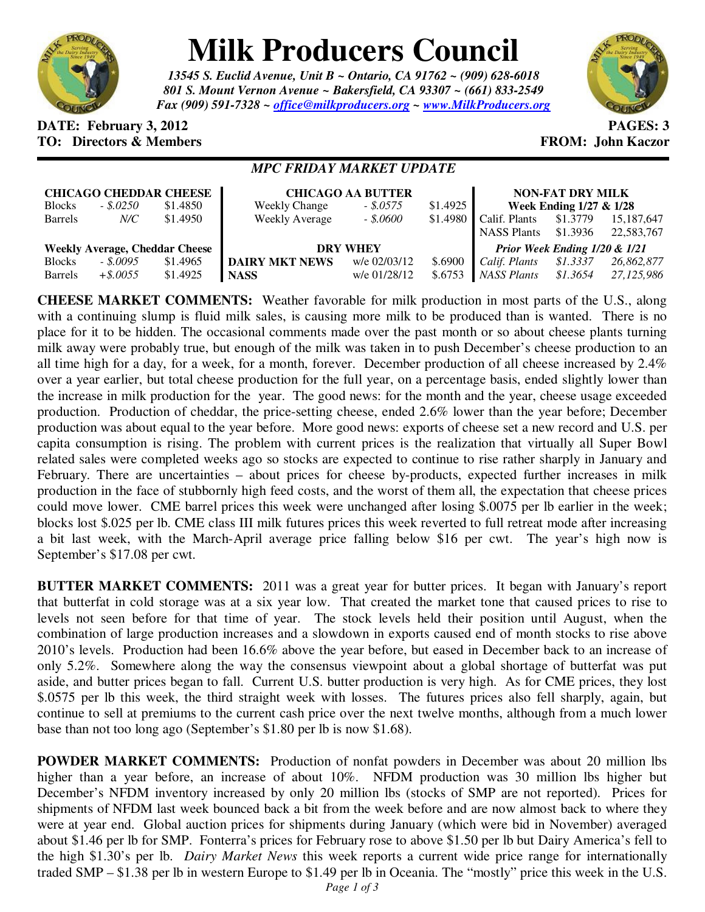# Milk Producers Council

***13545 S. Euclid Avenue, Unit B ~ Ontario, CA 91762 ~ (909) 628-6018***
***801 S. Mount Vernon Avenue ~ Bakersfield, CA 93307 ~ (661) 833-2549***
***Fax (909) 591-7328 ~ office@milkproducers.org ~ www.MilkProducers.org***

**DATE: February 3, 2012** **PAGES: 3**
**TO: Directors & Members** **FROM: John Kaczor**

## *MPC FRIDAY MARKET UPDATE*

| **CHICAGO CHEDDAR CHEESE** | | |
|---|---|---|
| Blocks | *- $.0250* | $1.4850 |
| Barrels | *N/C* | $1.4950 |
| **Weekly Average, Cheddar Cheese** | | |
| Blocks | *- $.0095* | $1.4965 |
| Barrels | *+$.0055* | $1.4925 |

| **CHICAGO AA BUTTER** | | |
|---|---|---|
| Weekly Change | *- $.0575* | $1.4925 |
| Weekly Average | *- $.0600* | $1.4980 |
| **DRY WHEY** | | |
| **DAIRY MKT NEWS** | w/e 02/03/12 | $.6900 |
| **NASS** | w/e 01/28/12 | $.6753 |

| **NON-FAT DRY MILK** | | |
|---|---|---|
| **Week Ending 1/27 & 1/28** | | |
| Calif. Plants | $1.3779 | 15,187,647 |
| NASS Plants | $1.3936 | 22,583,767 |
| ***Prior Week Ending 1/20 & 1/21*** | | |
| *Calif. Plants* | *$1.3337* | *26,862,877* |
| *NASS Plants* | *$1.3654* | *27,125,986* |

**CHEESE MARKET COMMENTS:** Weather favorable for milk production in most parts of the U.S., along with a continuing slump is fluid milk sales, is causing more milk to be produced than is wanted. There is no place for it to be hidden. The occasional comments made over the past month or so about cheese plants turning milk away were probably true, but enough of the milk was taken in to push December's cheese production to an all time high for a day, for a week, for a month, forever. December production of all cheese increased by 2.4% over a year earlier, but total cheese production for the full year, on a percentage basis, ended slightly lower than the increase in milk production for the year. The good news: for the month and the year, cheese usage exceeded production. Production of cheddar, the price-setting cheese, ended 2.6% lower than the year before; December production was about equal to the year before. More good news: exports of cheese set a new record and U.S. per capita consumption is rising. The problem with current prices is the realization that virtually all Super Bowl related sales were completed weeks ago so stocks are expected to continue to rise rather sharply in January and February. There are uncertainties – about prices for cheese by-products, expected further increases in milk production in the face of stubbornly high feed costs, and the worst of them all, the expectation that cheese prices could move lower. CME barrel prices this week were unchanged after losing $.0075 per lb earlier in the week; blocks lost $.025 per lb. CME class III milk futures prices this week reverted to full retreat mode after increasing a bit last week, with the March-April average price falling below $16 per cwt. The year's high now is September's $17.08 per cwt.

**BUTTER MARKET COMMENTS:** 2011 was a great year for butter prices. It began with January's report that butterfat in cold storage was at a six year low. That created the market tone that caused prices to rise to levels not seen before for that time of year. The stock levels held their position until August, when the combination of large production increases and a slowdown in exports caused end of month stocks to rise above 2010's levels. Production had been 16.6% above the year before, but eased in December back to an increase of only 5.2%. Somewhere along the way the consensus viewpoint about a global shortage of butterfat was put aside, and butter prices began to fall. Current U.S. butter production is very high. As for CME prices, they lost $.0575 per lb this week, the third straight week with losses. The futures prices also fell sharply, again, but continue to sell at premiums to the current cash price over the next twelve months, although from a much lower base than not too long ago (September's $1.80 per lb is now $1.68).

**POWDER MARKET COMMENTS:** Production of nonfat powders in December was about 20 million lbs higher than a year before, an increase of about 10%. NFDM production was 30 million lbs higher but December's NFDM inventory increased by only 20 million lbs (stocks of SMP are not reported). Prices for shipments of NFDM last week bounced back a bit from the week before and are now almost back to where they were at year end. Global auction prices for shipments during January (which were bid in November) averaged about $1.46 per lb for SMP. Fonterra's prices for February rose to above $1.50 per lb but Dairy America's fell to the high $1.30's per lb. *Dairy Market News* this week reports a current wide price range for internationally traded SMP – $1.38 per lb in western Europe to $1.49 per lb in Oceania. The "mostly" price this week in the U.S.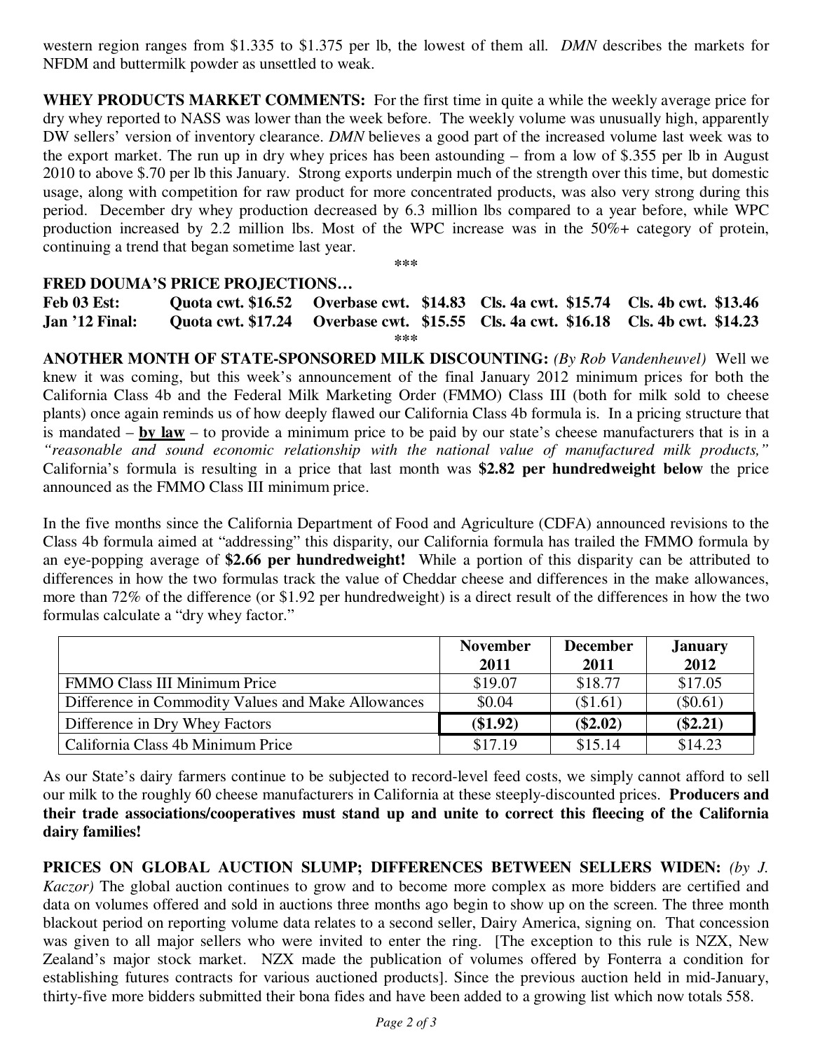western region ranges from $1.335 to $1.375 per lb, the lowest of them all. *DMN* describes the markets for NFDM and buttermilk powder as unsettled to weak.

**WHEY PRODUCTS MARKET COMMENTS:** For the first time in quite a while the weekly average price for dry whey reported to NASS was lower than the week before. The weekly volume was unusually high, apparently DW sellers' version of inventory clearance. *DMN* believes a good part of the increased volume last week was to the export market. The run up in dry whey prices has been astounding – from a low of $.355 per lb in August 2010 to above $.70 per lb this January. Strong exports underpin much of the strength over this time, but domestic usage, along with competition for raw product for more concentrated products, was also very strong during this period. December dry whey production decreased by 6.3 million lbs compared to a year before, while WPC production increased by 2.2 million lbs. Most of the WPC increase was in the 50%+ category of protein, continuing a trend that began sometime last year.

***

**FRED DOUMA'S PRICE PROJECTIONS…**

| | | | | |
|---|---|---|---|---|
| **Feb 03 Est:** | **Quota cwt. $16.52** | **Overbase cwt. $14.83** | **Cls. 4a cwt. $15.74** | **Cls. 4b cwt. $13.46** |
| **Jan '12 Final:** | **Quota cwt. $17.24** | **Overbase cwt. $15.55** | **Cls. 4a cwt. $16.18** | **Cls. 4b cwt. $14.23** |

***

**ANOTHER MONTH OF STATE-SPONSORED MILK DISCOUNTING:** *(By Rob Vandenheuvel)* Well we knew it was coming, but this week's announcement of the final January 2012 minimum prices for both the California Class 4b and the Federal Milk Marketing Order (FMMO) Class III (both for milk sold to cheese plants) once again reminds us of how deeply flawed our California Class 4b formula is. In a pricing structure that is mandated – **by law** – to provide a minimum price to be paid by our state's cheese manufacturers that is in a *"reasonable and sound economic relationship with the national value of manufactured milk products,"* California's formula is resulting in a price that last month was **$2.82 per hundredweight below** the price announced as the FMMO Class III minimum price.

In the five months since the California Department of Food and Agriculture (CDFA) announced revisions to the Class 4b formula aimed at "addressing" this disparity, our California formula has trailed the FMMO formula by an eye-popping average of **$2.66 per hundredweight!** While a portion of this disparity can be attributed to differences in how the two formulas track the value of Cheddar cheese and differences in the make allowances, more than 72% of the difference (or $1.92 per hundredweight) is a direct result of the differences in how the two formulas calculate a "dry whey factor."

| | November 2011 | December 2011 | January 2012 |
|---|---|---|---|
| FMMO Class III Minimum Price | $19.07 | $18.77 | $17.05 |
| Difference in Commodity Values and Make Allowances | $0.04 | ($1.61) | ($0.61) |
| Difference in Dry Whey Factors | **($1.92)** | **($2.02)** | **($2.21)** |
| California Class 4b Minimum Price | $17.19 | $15.14 | $14.23 |

As our State's dairy farmers continue to be subjected to record-level feed costs, we simply cannot afford to sell our milk to the roughly 60 cheese manufacturers in California at these steeply-discounted prices. **Producers and their trade associations/cooperatives must stand up and unite to correct this fleecing of the California dairy families!**

**PRICES ON GLOBAL AUCTION SLUMP; DIFFERENCES BETWEEN SELLERS WIDEN:** *(by J. Kaczor)* The global auction continues to grow and to become more complex as more bidders are certified and data on volumes offered and sold in auctions three months ago begin to show up on the screen. The three month blackout period on reporting volume data relates to a second seller, Dairy America, signing on. That concession was given to all major sellers who were invited to enter the ring. [The exception to this rule is NZX, New Zealand's major stock market. NZX made the publication of volumes offered by Fonterra a condition for establishing futures contracts for various auctioned products]. Since the previous auction held in mid-January, thirty-five more bidders submitted their bona fides and have been added to a growing list which now totals 558.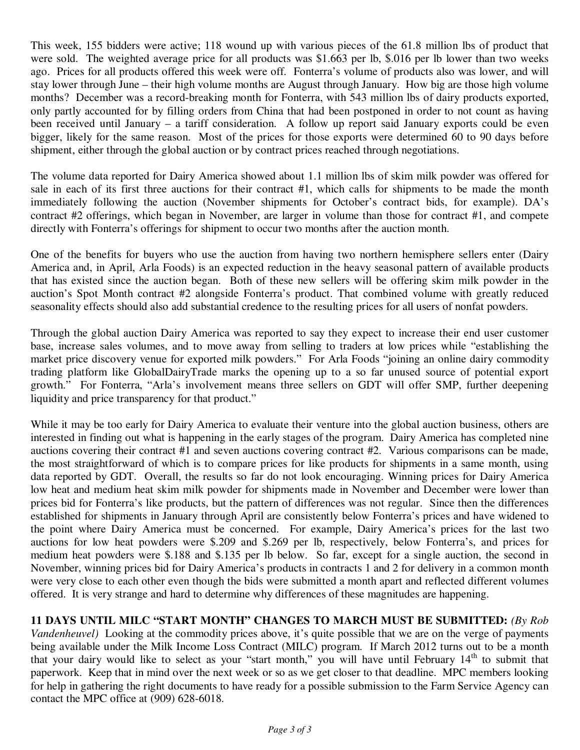This week, 155 bidders were active; 118 wound up with various pieces of the 61.8 million lbs of product that were sold. The weighted average price for all products was $1.663 per lb, $.016 per lb lower than two weeks ago. Prices for all products offered this week were off. Fonterra's volume of products also was lower, and will stay lower through June – their high volume months are August through January. How big are those high volume months? December was a record-breaking month for Fonterra, with 543 million lbs of dairy products exported, only partly accounted for by filling orders from China that had been postponed in order to not count as having been received until January – a tariff consideration. A follow up report said January exports could be even bigger, likely for the same reason. Most of the prices for those exports were determined 60 to 90 days before shipment, either through the global auction or by contract prices reached through negotiations.

The volume data reported for Dairy America showed about 1.1 million lbs of skim milk powder was offered for sale in each of its first three auctions for their contract #1, which calls for shipments to be made the month immediately following the auction (November shipments for October's contract bids, for example). DA's contract #2 offerings, which began in November, are larger in volume than those for contract #1, and compete directly with Fonterra's offerings for shipment to occur two months after the auction month.

One of the benefits for buyers who use the auction from having two northern hemisphere sellers enter (Dairy America and, in April, Arla Foods) is an expected reduction in the heavy seasonal pattern of available products that has existed since the auction began. Both of these new sellers will be offering skim milk powder in the auction's Spot Month contract #2 alongside Fonterra's product. That combined volume with greatly reduced seasonality effects should also add substantial credence to the resulting prices for all users of nonfat powders.

Through the global auction Dairy America was reported to say they expect to increase their end user customer base, increase sales volumes, and to move away from selling to traders at low prices while "establishing the market price discovery venue for exported milk powders." For Arla Foods "joining an online dairy commodity trading platform like GlobalDairyTrade marks the opening up to a so far unused source of potential export growth." For Fonterra, "Arla's involvement means three sellers on GDT will offer SMP, further deepening liquidity and price transparency for that product."

While it may be too early for Dairy America to evaluate their venture into the global auction business, others are interested in finding out what is happening in the early stages of the program. Dairy America has completed nine auctions covering their contract #1 and seven auctions covering contract #2. Various comparisons can be made, the most straightforward of which is to compare prices for like products for shipments in a same month, using data reported by GDT. Overall, the results so far do not look encouraging. Winning prices for Dairy America low heat and medium heat skim milk powder for shipments made in November and December were lower than prices bid for Fonterra's like products, but the pattern of differences was not regular. Since then the differences established for shipments in January through April are consistently below Fonterra's prices and have widened to the point where Dairy America must be concerned. For example, Dairy America's prices for the last two auctions for low heat powders were $.209 and $.269 per lb, respectively, below Fonterra's, and prices for medium heat powders were $.188 and $.135 per lb below. So far, except for a single auction, the second in November, winning prices bid for Dairy America's products in contracts 1 and 2 for delivery in a common month were very close to each other even though the bids were submitted a month apart and reflected different volumes offered. It is very strange and hard to determine why differences of these magnitudes are happening.

**11 DAYS UNTIL MILC "START MONTH" CHANGES TO MARCH MUST BE SUBMITTED:** *(By Rob Vandenheuvel)* Looking at the commodity prices above, it's quite possible that we are on the verge of payments being available under the Milk Income Loss Contract (MILC) program. If March 2012 turns out to be a month that your dairy would like to select as your "start month," you will have until February 14th to submit that paperwork. Keep that in mind over the next week or so as we get closer to that deadline. MPC members looking for help in gathering the right documents to have ready for a possible submission to the Farm Service Agency can contact the MPC office at (909) 628-6018.